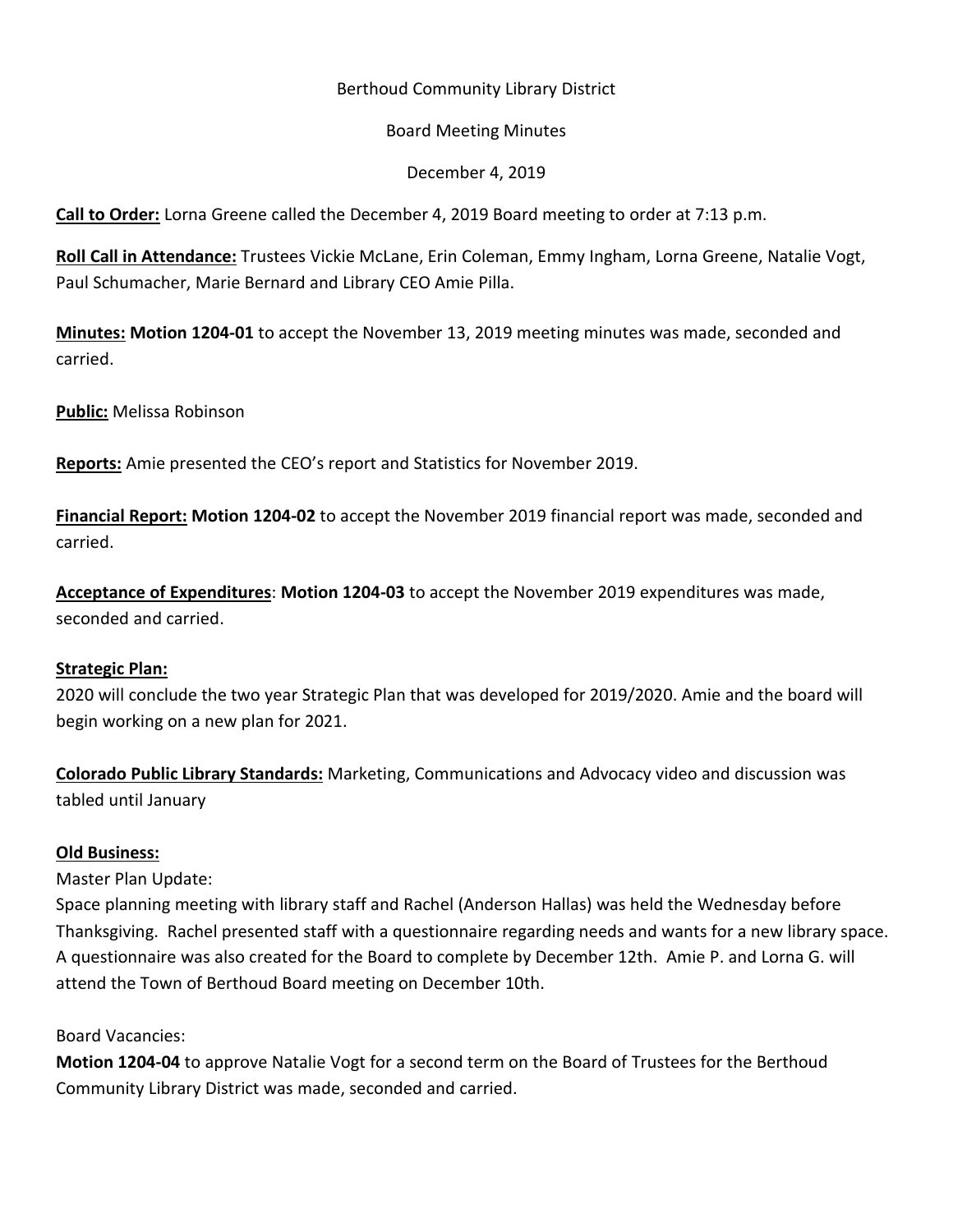Berthoud Community Library District

Board Meeting Minutes

December 4, 2019

**Call to Order:** Lorna Greene called the December 4, 2019 Board meeting to order at 7:13 p.m.

**Roll Call in Attendance:** Trustees Vickie McLane, Erin Coleman, Emmy Ingham, Lorna Greene, Natalie Vogt, Paul Schumacher, Marie Bernard and Library CEO Amie Pilla.

**Minutes:** **Motion 1204-01** to accept the November 13, 2019 meeting minutes was made, seconded and carried.

**Public:** Melissa Robinson

**Reports:** Amie presented the CEO's report and Statistics for November 2019.

**Financial Report:** **Motion 1204-02** to accept the November 2019 financial report was made, seconded and carried.

**Acceptance of Expenditures**: **Motion 1204-03** to accept the November 2019 expenditures was made, seconded and carried.

**Strategic Plan:**

2020 will conclude the two year Strategic Plan that was developed for 2019/2020. Amie and the board will begin working on a new plan for 2021.

**Colorado Public Library Standards:** Marketing, Communications and Advocacy video and discussion was tabled until January

**Old Business:**

Master Plan Update:

Space planning meeting with library staff and Rachel (Anderson Hallas) was held the Wednesday before Thanksgiving. Rachel presented staff with a questionnaire regarding needs and wants for a new library space. A questionnaire was also created for the Board to complete by December 12th. Amie P. and Lorna G. will attend the Town of Berthoud Board meeting on December 10th.

Board Vacancies:

**Motion 1204-04** to approve Natalie Vogt for a second term on the Board of Trustees for the Berthoud Community Library District was made, seconded and carried.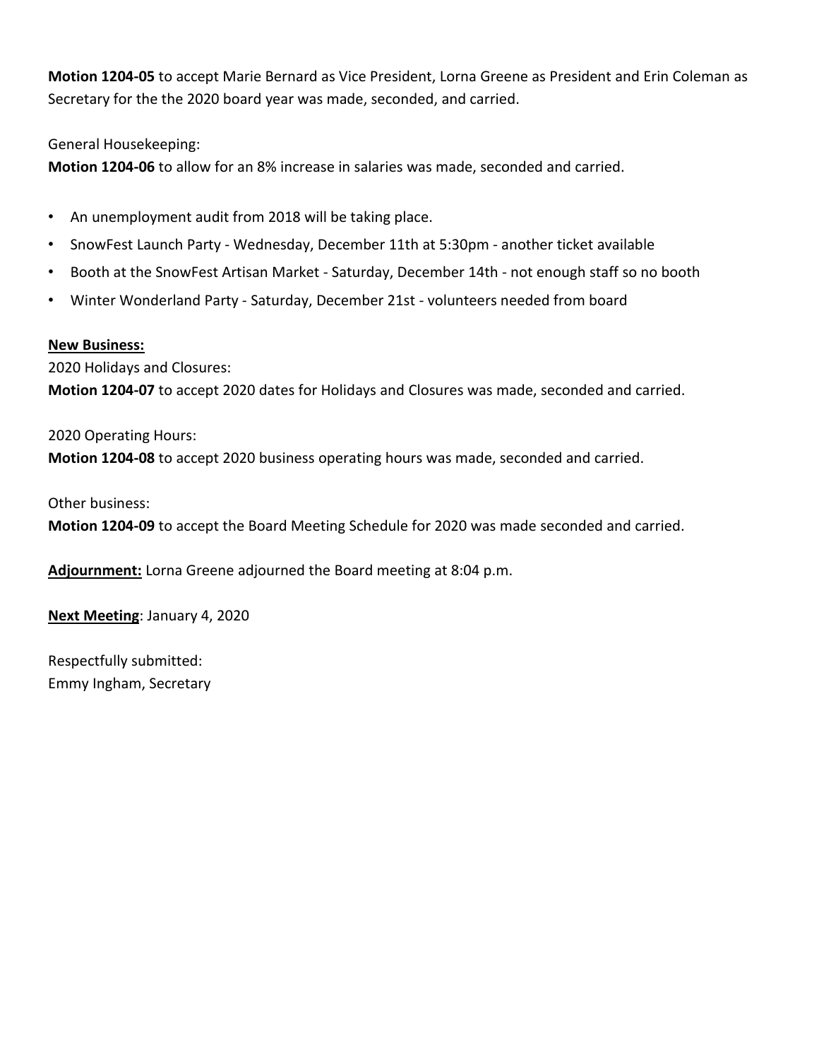**Motion 1204-05** to accept Marie Bernard as Vice President, Lorna Greene as President and Erin Coleman as Secretary for the the 2020 board year was made, seconded, and carried.

General Housekeeping:
**Motion 1204-06** to allow for an 8% increase in salaries was made, seconded and carried.

- An unemployment audit from 2018 will be taking place.
- SnowFest Launch Party - Wednesday, December 11th at 5:30pm - another ticket available
- Booth at the SnowFest Artisan Market - Saturday, December 14th - not enough staff so no booth
- Winter Wonderland Party - Saturday, December 21st - volunteers needed from board

**New Business:**

2020 Holidays and Closures:
**Motion 1204-07** to accept 2020 dates for Holidays and Closures was made, seconded and carried.

2020 Operating Hours:
**Motion 1204-08** to accept 2020 business operating hours was made, seconded and carried.

Other business:
**Motion 1204-09** to accept the Board Meeting Schedule for 2020 was made seconded and carried.

**Adjournment:** Lorna Greene adjourned the Board meeting at 8:04 p.m.

**Next Meeting**: January 4, 2020

Respectfully submitted:
Emmy Ingham, Secretary